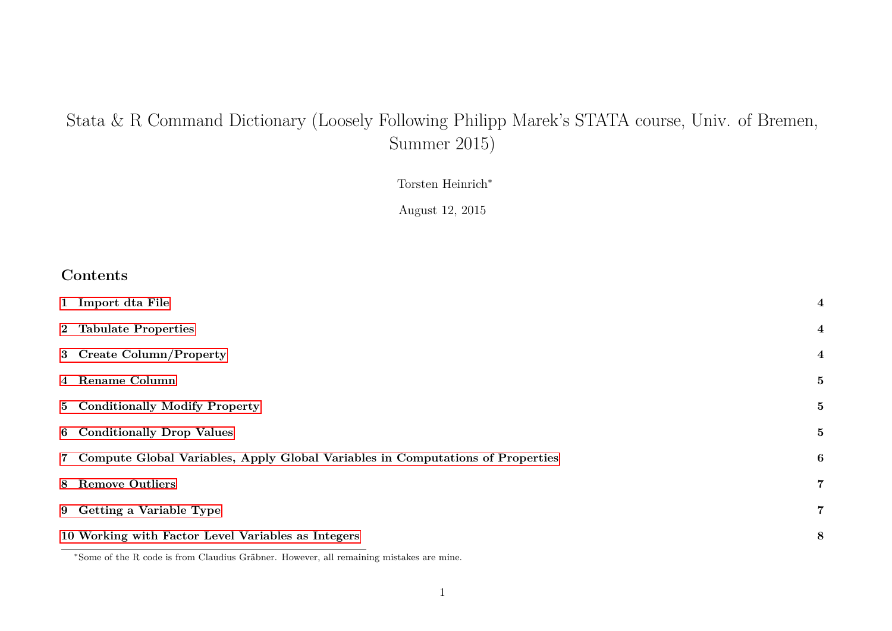# Stata & R Command Dictionary (Loosely Following Philipp Marek's STATA course, Univ. of Bremen, Summer 2015)

Torsten Heinrich*

August 12, 2015

## Contents

| | |
|---|---|
| **1 Import dta File** | **4** |
| **2 Tabulate Properties** | **4** |
| **3 Create Column/Property** | **4** |
| **4 Rename Column** | **5** |
| **5 Conditionally Modify Property** | **5** |
| **6 Conditionally Drop Values** | **5** |
| **7 Compute Global Variables, Apply Global Variables in Computations of Properties** | **6** |
| **8 Remove Outliers** | **7** |
| **9 Getting a Variable Type** | **7** |
| **10 Working with Factor Level Variables as Integers** | **8** |

*Some of the R code is from Claudius Gräbner. However, all remaining mistakes are mine.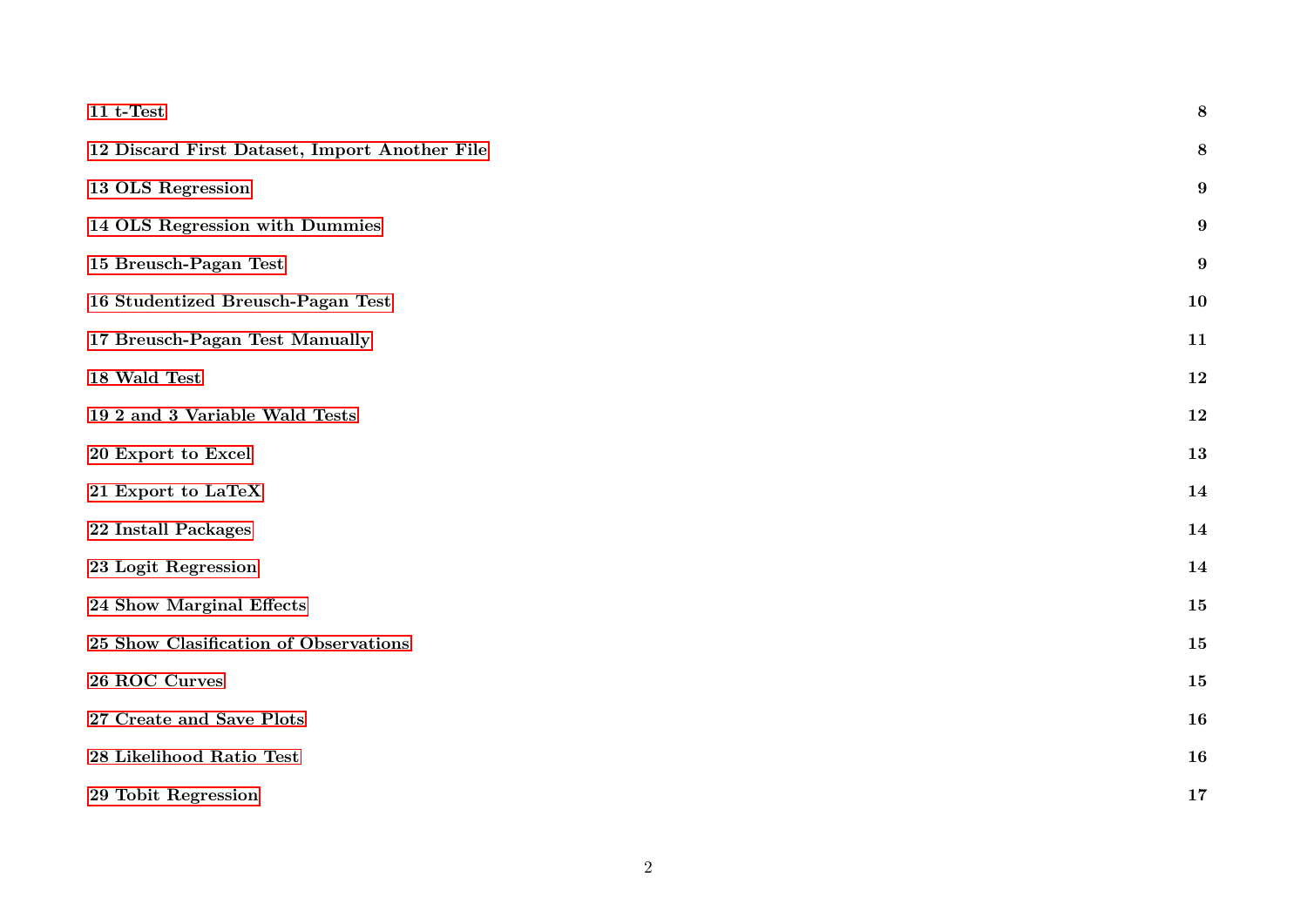**11 t-Test** 8

**12 Discard First Dataset, Import Another File** 8

**13 OLS Regression** 9

**14 OLS Regression with Dummies** 9

**15 Breusch-Pagan Test** 9

**16 Studentized Breusch-Pagan Test** 10

**17 Breusch-Pagan Test Manually** 11

**18 Wald Test** 12

**19 2 and 3 Variable Wald Tests** 12

**20 Export to Excel** 13

**21 Export to LaTeX** 14

**22 Install Packages** 14

**23 Logit Regression** 14

**24 Show Marginal Effects** 15

**25 Show Clasification of Observations** 15

**26 ROC Curves** 15

**27 Create and Save Plots** 16

**28 Likelihood Ratio Test** 16

**29 Tobit Regression** 17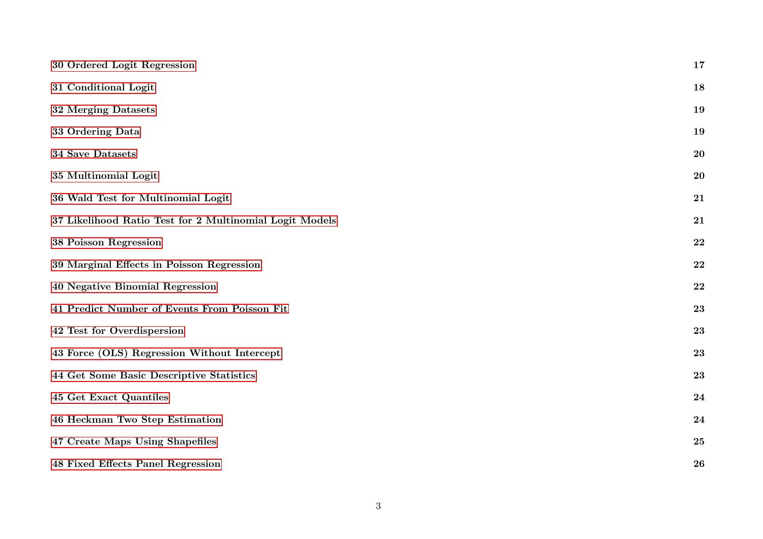**30 Ordered Logit Regression** **17**

**31 Conditional Logit** **18**

**32 Merging Datasets** **19**

**33 Ordering Data** **19**

**34 Save Datasets** **20**

**35 Multinomial Logit** **20**

**36 Wald Test for Multinomial Logit** **21**

**37 Likelihood Ratio Test for 2 Multinomial Logit Models** **21**

**38 Poisson Regression** **22**

**39 Marginal Effects in Poisson Regression** **22**

**40 Negative Binomial Regression** **22**

**41 Predict Number of Events From Poisson Fit** **23**

**42 Test for Overdispersion** **23**

**43 Force (OLS) Regression Without Intercept** **23**

**44 Get Some Basic Descriptive Statistics** **23**

**45 Get Exact Quantiles** **24**

**46 Heckman Two Step Estimation** **24**

**47 Create Maps Using Shapefiles** **25**

**48 Fixed Effects Panel Regression** **26**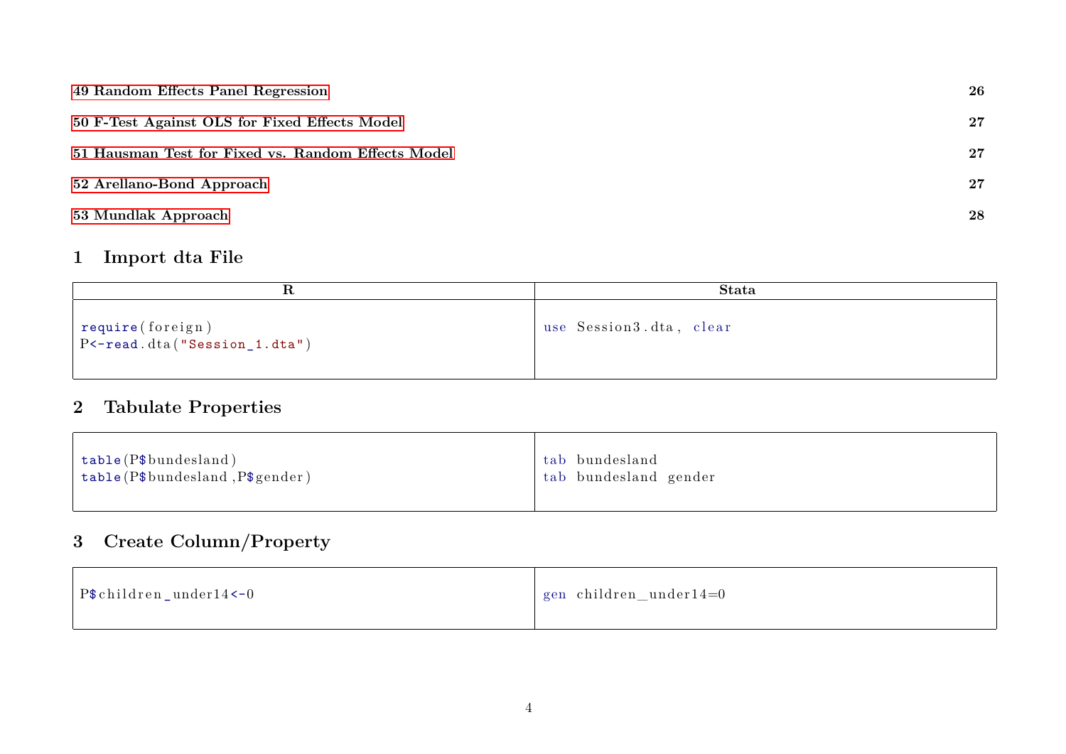49 Random Effects Panel Regression **26**

50 F-Test Against OLS for Fixed Effects Model **27**

51 Hausman Test for Fixed vs. Random Effects Model **27**

52 Arellano-Bond Approach **27**

53 Mundlak Approach **28**

## 1 Import dta File

| R | Stata |
| --- | --- |
| `require(foreign)`<br>`P<-read.dta("Session_1.dta")` | `use Session3.dta, clear` |

## 2 Tabulate Properties

| R | Stata |
| --- | --- |
| `table(P$bundesland)`<br>`table(P$bundesland,P$gender)` | `tab bundesland`<br>`tab bundesland gender` |

## 3 Create Column/Property

| R | Stata |
| --- | --- |
| `P$children_under14<-0` | `gen children_under14=0` |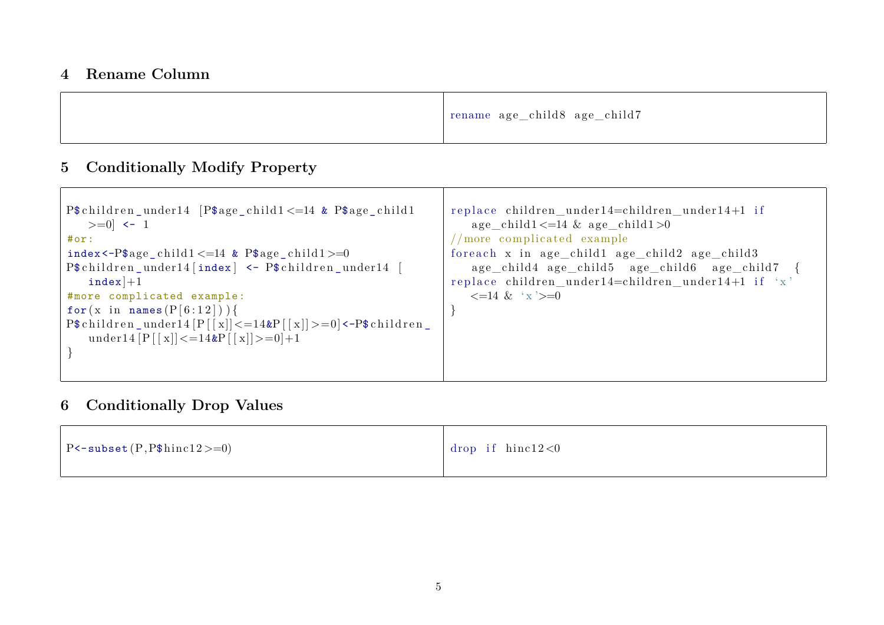## 4 Rename Column

| | |
|---|---|
| | `rename age_child8 age_child7` |

## 5 Conditionally Modify Property

```
P$children_under14 [P$age_child1<=14 & P$age_child1
   >=0] <- 1
#or:
index<-P$age_child1<=14 & P$age_child1>=0
P$children_under14[index] <- P$children_under14 [
   index]+1
#more complicated example:
for(x in names(P[6:12])){
P$children_under14[P[[x]]<=14&P[[x]]>=0]<-P$children_
   under14[P[[x]]<=14&P[[x]]>=0]+1
}
```

```
replace children_under14=children_under14+1 if
   age_child1<=14 & age_child1>0
//more complicated example
foreach x in age_child1 age_child2 age_child3
   age_child4 age_child5  age_child6  age_child7  {
replace children_under14=children_under14+1 if `x'
   <=14 & `x'>=0
}
```

## 6 Conditionally Drop Values

| | |
|---|---|
| `P<-subset(P,P$hinc12>=0)` | `drop if hinc12<0` |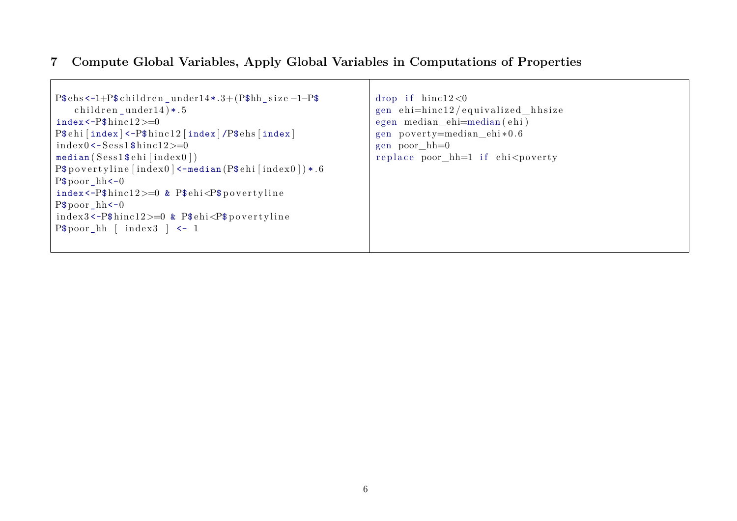## 7 Compute Global Variables, Apply Global Variables in Computations of Properties

| R | Stata |
|---|---|
| <pre>P$ehs<-1+P$children_under14*.3+(P$hh_size-1-P$<br>    children_under14)*.5<br>index<-P$hinc12>=0<br>P$ehi[index]<-P$hinc12[index]/P$ehs[index]<br>index0<-Sess1$hinc12>=0<br>median(Sess1$ehi[index0])<br>P$povertyline[index0]<-median(P$ehi[index0])*.6<br>P$poor_hh<-0<br>index<-P$hinc12>=0 & P$ehi<P$povertyline<br>P$poor_hh<-0<br>index3<-P$hinc12>=0 & P$ehi<P$povertyline<br>P$poor_hh [ index3 ] <- 1</pre> | <pre>drop if hinc12<0<br>gen ehi=hinc12/equivalized_hhsize<br>egen median_ehi=median(ehi)<br>gen poverty=median_ehi*0.6<br>gen poor_hh=0<br>replace poor_hh=1 if ehi<poverty</pre> |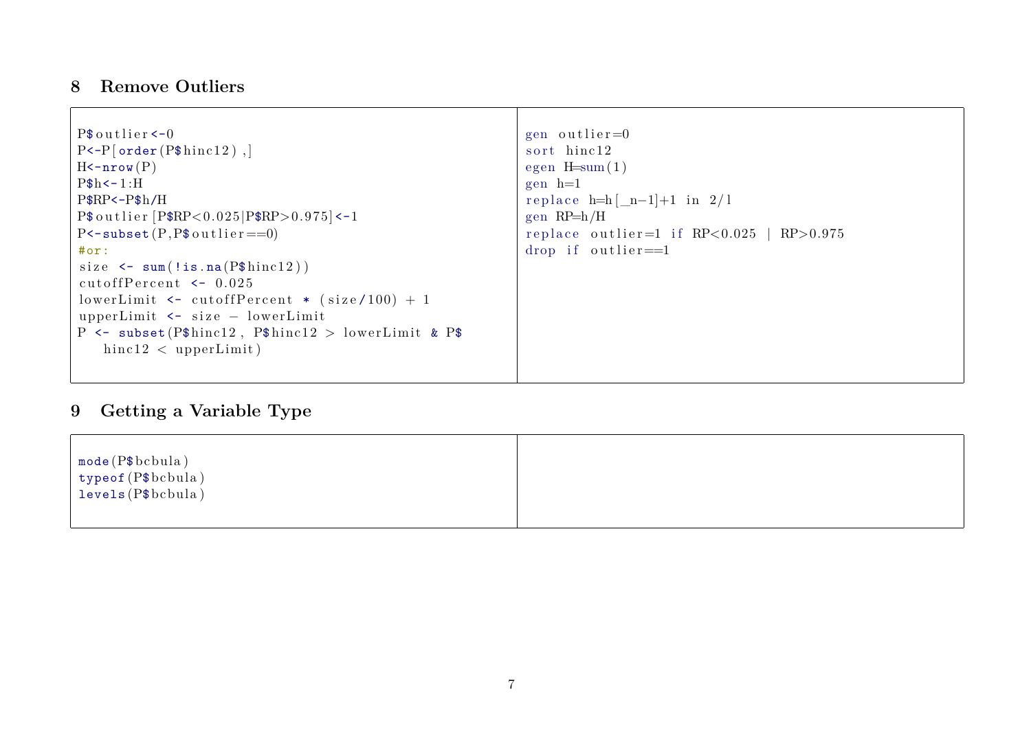## 8 Remove Outliers

| | |
|---|---|
| <pre>P$outlier<-0<br>P<-P[order(P$hinc12),]<br>H<-nrow(P)<br>P$h<-1:H<br>P$RP<-P$h/H<br>P$outlier[P$RP<0.025\|P$RP>0.975]<-1<br>P<-subset(P,P$outlier==0)<br>#or:<br>size <- sum(!is.na(P$hinc12))<br>cutoffPercent <- 0.025<br>lowerLimit <- cutoffPercent * (size/100) + 1<br>upperLimit <- size - lowerLimit<br>P <- subset(P$hinc12, P$hinc12 > lowerLimit & P$<br>   hinc12 < upperLimit)</pre> | <pre>gen outlier=0<br>sort hinc12<br>egen H=sum(1)<br>gen h=1<br>replace h=h[_n-1]+1 in 2/l<br>gen RP=h/H<br>replace outlier=1 if RP<0.025 \| RP>0.975<br>drop if outlier==1</pre> |

## 9 Getting a Variable Type

| | |
|---|---|
| <pre>mode(P$bcbula)<br>typeof(P$bcbula)<br>levels(P$bcbula)</pre> | |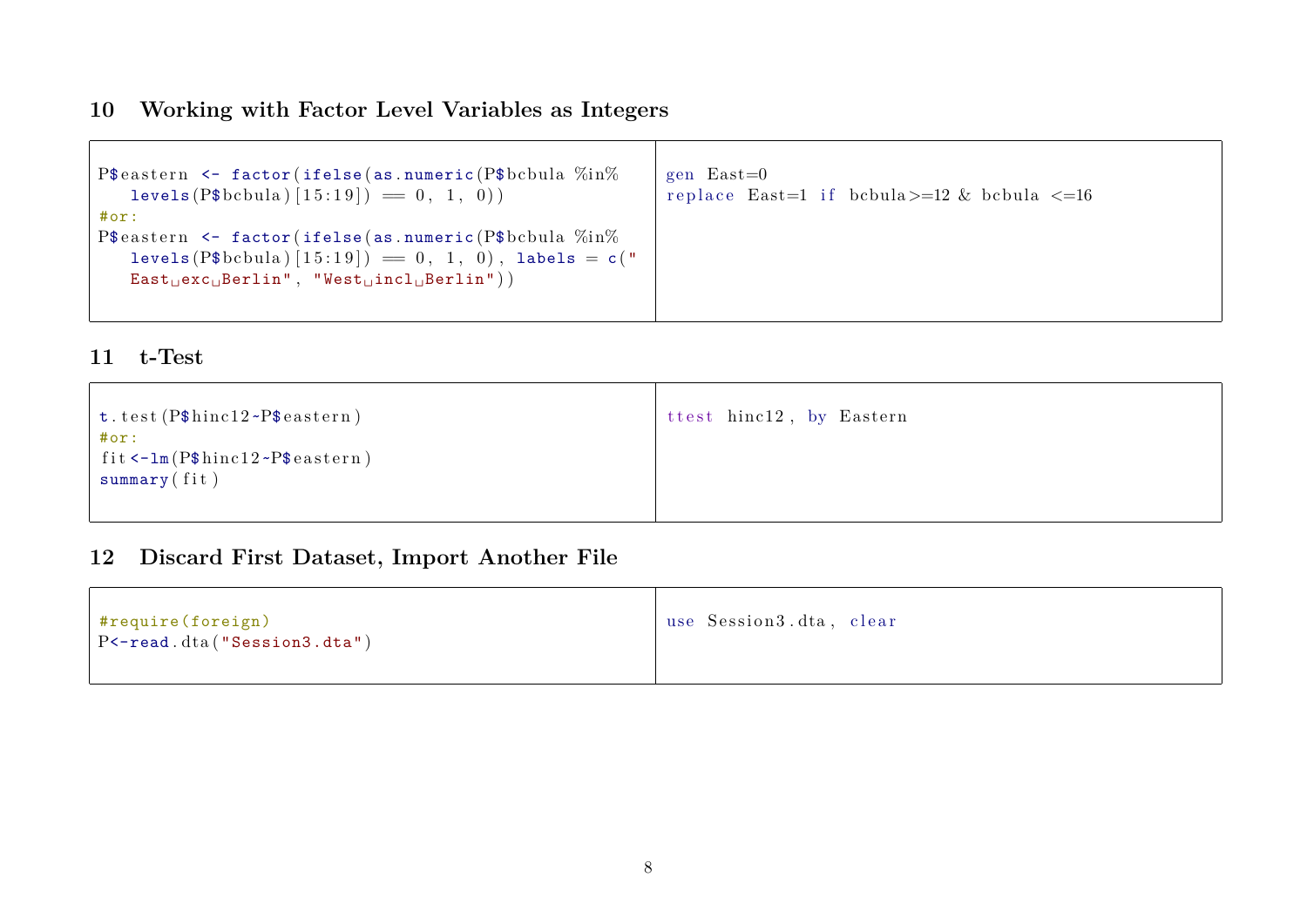## 10 Working with Factor Level Variables as Integers

| R | Stata |
|---|---|
| <pre>P$eastern <- factor(ifelse(as.numeric(P$bcbula %in% levels(P$bcbula)[15:19]) == 0, 1, 0))<br>#or:<br>P$eastern <- factor(ifelse(as.numeric(P$bcbula %in% levels(P$bcbula)[15:19]) == 0, 1, 0), labels = c("East exc Berlin", "West incl Berlin"))</pre> | <pre>gen East=0<br>replace East=1 if bcbula>=12 & bcbula <=16</pre> |

## 11 t-Test

| R | Stata |
|---|---|
| <pre>t.test(P$hinc12~P$eastern)<br>#or:<br>fit<-lm(P$hinc12~P$eastern)<br>summary(fit)</pre> | <pre>ttest hinc12, by Eastern</pre> |

## 12 Discard First Dataset, Import Another File

| R | Stata |
|---|---|
| <pre>#require(foreign)<br>P<-read.dta("Session3.dta")</pre> | <pre>use Session3.dta, clear</pre> |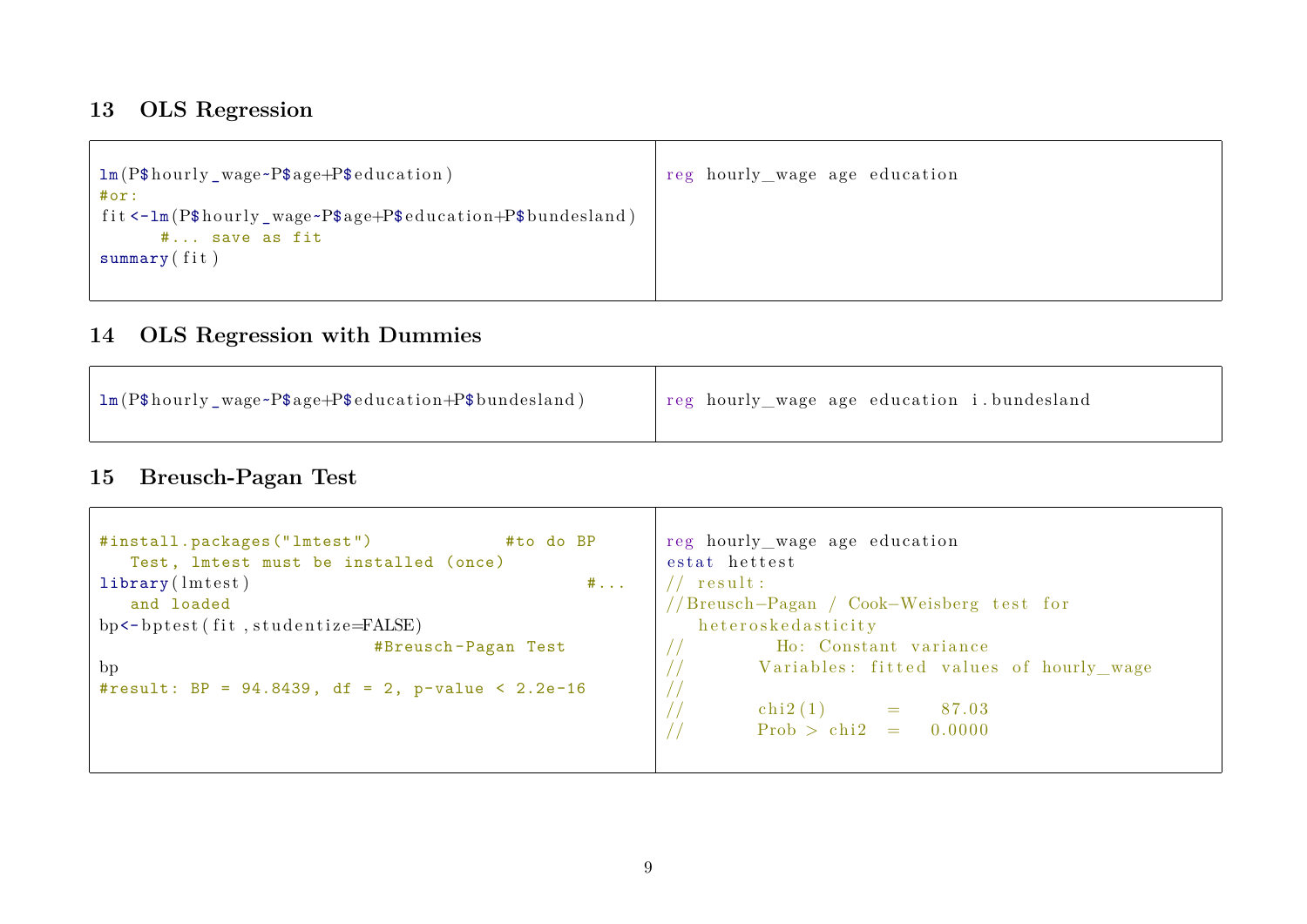## 13 OLS Regression

| R | Stata |
|---|---|
| `lm(P$hourly_wage~P$age+P$education)`<br>`#or:`<br>`fit<-lm(P$hourly_wage~P$age+P$education+P$bundesland)   #... save as fit`<br>`summary(fit)` | `reg hourly_wage age education` |

## 14 OLS Regression with Dummies

| R | Stata |
|---|---|
| `lm(P$hourly_wage~P$age+P$education+P$bundesland)` | `reg hourly_wage age education i.bundesland` |

## 15 Breusch-Pagan Test

R:

```
#install.packages("lmtest")             #to do BP Test, lmtest must be installed (once)
library(lmtest)                                    #... and loaded
bp<-bptest(fit,studentize=FALSE)                         #Breusch-Pagan Test
bp
#result: BP = 94.8439, df = 2, p-value < 2.2e-16
```

Stata:

```
reg hourly_wage age education
estat hettest
// result:
//Breusch-Pagan / Cook-Weisberg test for heteroskedasticity
//         Ho: Constant variance
//       Variables: fitted values of hourly_wage
//
//       chi2(1)      =    87.03
//       Prob > chi2  =   0.0000
```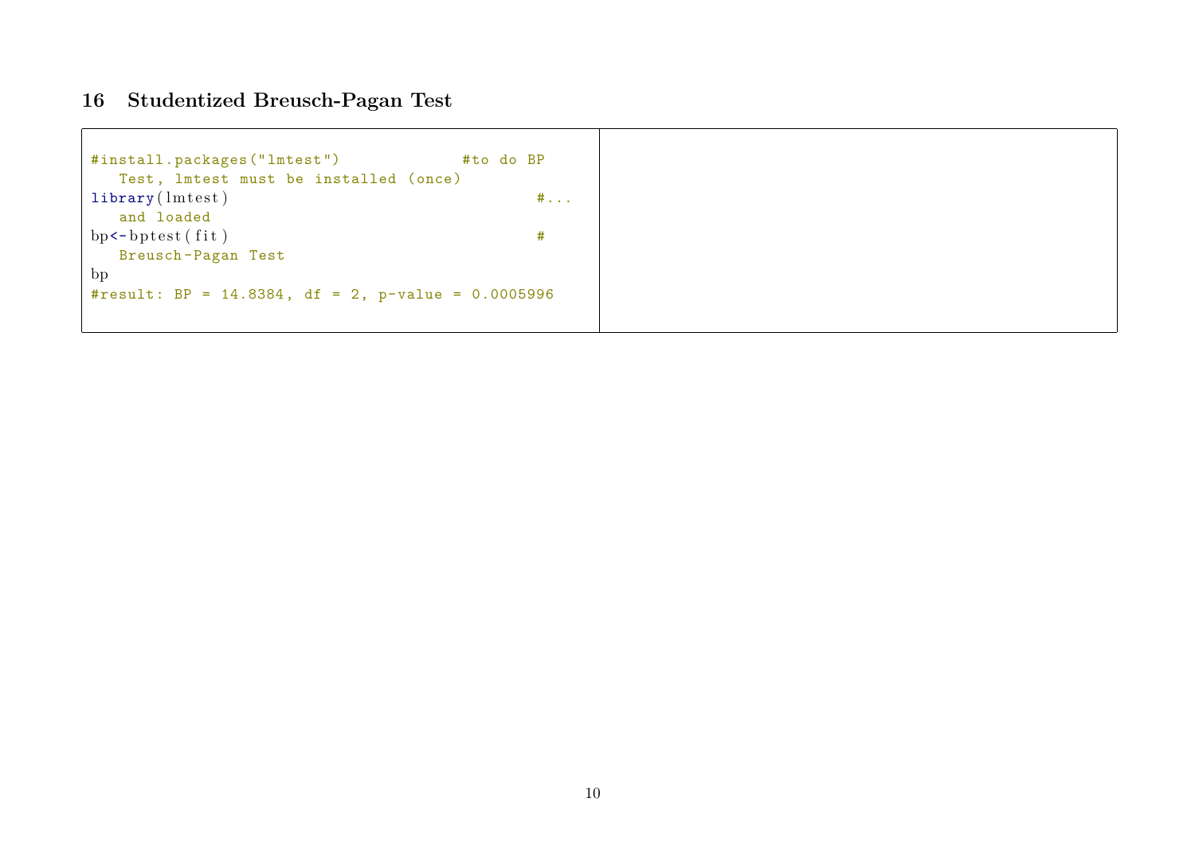## 16 Studentized Breusch-Pagan Test

```
#install.packages("lmtest")             #to do BP Test, lmtest must be installed (once)
library(lmtest)                                  #... and loaded
bp<-bptest(fit)                                  # Breusch-Pagan Test
bp
#result: BP = 14.8384, df = 2, p-value = 0.0005996
```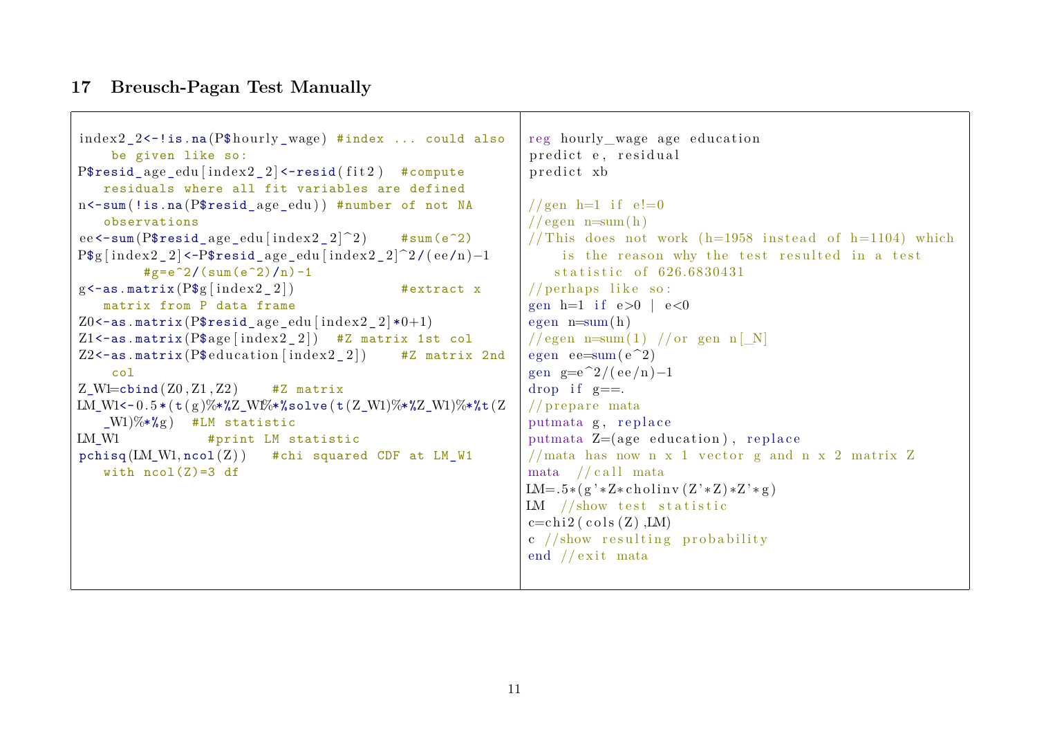## 17 Breusch-Pagan Test Manually

```r
index2_2<-!is.na(P$hourly_wage) #index ... could also be given like so:
P$resid_age_edu[index2_2]<-resid(fit2)  #compute residuals where all fit variables are defined
n<-sum(!is.na(P$resid_age_edu)) #number of not NA observations
ee<-sum(P$resid_age_edu[index2_2]^2)    #sum(e^2)
P$g[index2_2]<-P$resid_age_edu[index2_2]^2/(ee/n)-1        #g=e^2/(sum(e^2)/n)-1
g<-as.matrix(P$g[index2_2])             #extract x matrix from P data frame
Z0<-as.matrix(P$resid_age_edu[index2_2]*0+1)
Z1<-as.matrix(P$age[index2_2])  #Z matrix 1st col
Z2<-as.matrix(P$education[index2_2])    #Z matrix 2nd col
Z_W1=cbind(Z0,Z1,Z2)    #Z matrix
LM_W1<-0.5*(t(g)%*%Z_W1%*%solve(t(Z_W1)%*%Z_W1)%*%t(Z_W1)%*%g)  #LM statistic
LM_W1           #print LM statistic
pchisq(LM_W1,ncol(Z))   #chi squared CDF at LM_W1 with ncol(Z)=3 df
```

```stata
reg hourly_wage age education
predict e, residual
predict xb

//gen h=1 if e!=0
//egen n=sum(h)
//This does not work (h=1958 instead of h=1104) which is the reason why the test resulted in a test statistic of 626.6830431
//perhaps like so:
gen h=1 if e>0 | e<0
egen n=sum(h)
//egen n=sum(1) //or gen n[_N]
egen ee=sum(e^2)
gen g=e^2/(ee/n)-1
drop if g==.
//prepare mata
putmata g, replace
putmata Z=(age education), replace
//mata has now n x 1 vector g and n x 2 matrix Z
mata  //call mata
LM=.5*(g'*Z*cholinv(Z'*Z)*Z'*g)
LM  //show test statistic
c=chi2(cols(Z),LM)
c //show resulting probability
end //exit mata
```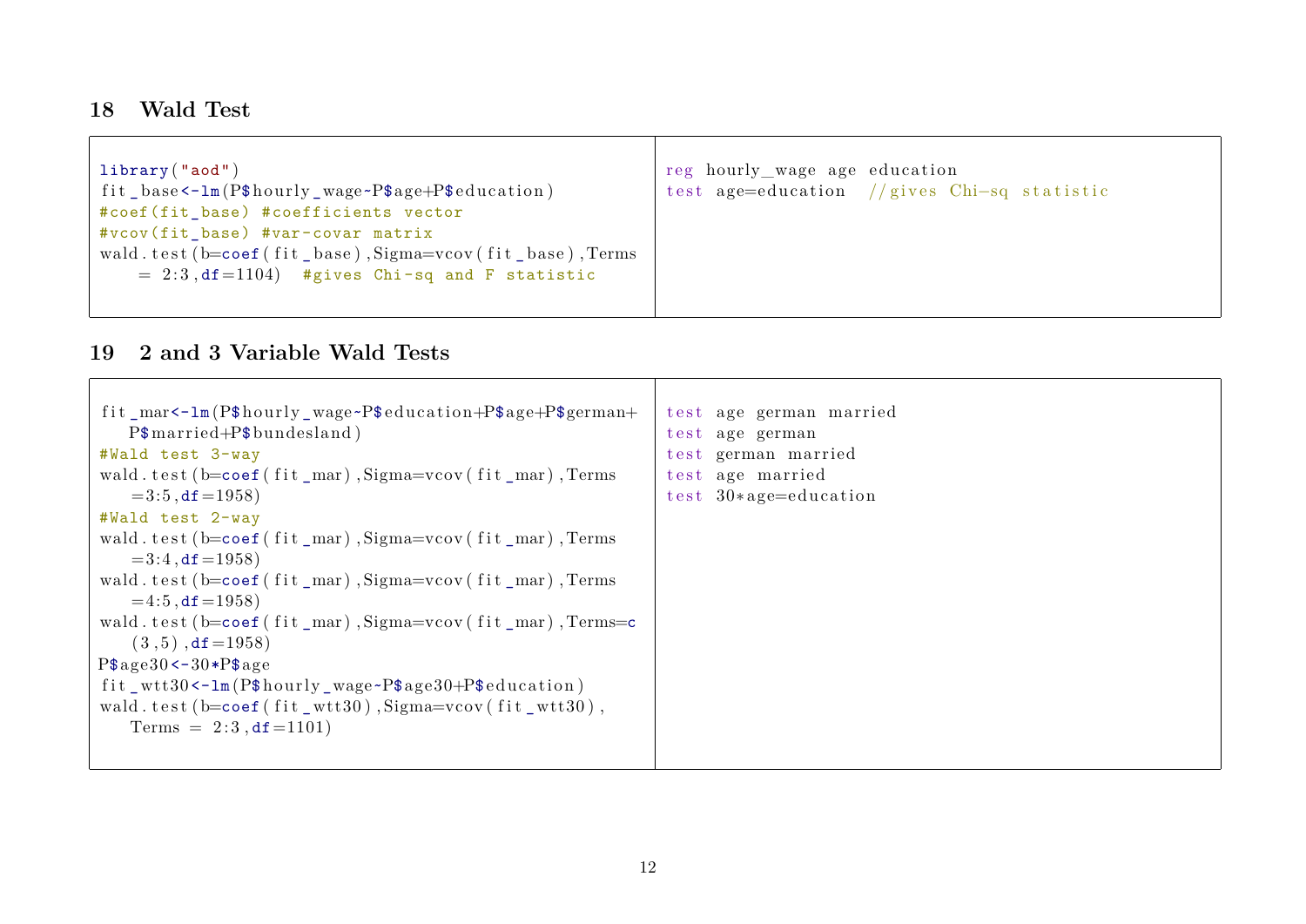## 18 Wald Test

| R | Stata |
|---|---|
| <pre>library("aod")<br>fit_base<-lm(P$hourly_wage~P$age+P$education)<br>#coef(fit_base) #coefficients vector<br>#vcov(fit_base) #var-covar matrix<br>wald.test(b=coef(fit_base),Sigma=vcov(fit_base),Terms<br>    = 2:3,df=1104)  #gives Chi-sq and F statistic</pre> | <pre>reg hourly_wage age education<br>test age=education  //gives Chi-sq statistic</pre> |

```r
library("aod")
fit_base<-lm(P$hourly_wage~P$age+P$education)
#coef(fit_base) #coefficients vector
#vcov(fit_base) #var-covar matrix
wald.test(b=coef(fit_base),Sigma=vcov(fit_base),Terms
    = 2:3,df=1104)  #gives Chi-sq and F statistic
```

```stata
reg hourly_wage age education
test age=education  //gives Chi-sq statistic
```

## 19 2 and 3 Variable Wald Tests

```r
fit_mar<-lm(P$hourly_wage~P$education+P$age+P$german+
   P$married+P$bundesland)
#Wald test 3-way
wald.test(b=coef(fit_mar),Sigma=vcov(fit_mar),Terms
   =3:5,df=1958)
#Wald test 2-way
wald.test(b=coef(fit_mar),Sigma=vcov(fit_mar),Terms
   =3:4,df=1958)
wald.test(b=coef(fit_mar),Sigma=vcov(fit_mar),Terms
   =4:5,df=1958)
wald.test(b=coef(fit_mar),Sigma=vcov(fit_mar),Terms=c
   (3,5),df=1958)
P$age30<-30*P$age
fit_wtt30<-lm(P$hourly_wage~P$age30+P$education)
wald.test(b=coef(fit_wtt30),Sigma=vcov(fit_wtt30),
   Terms = 2:3,df=1101)
```

```stata
test age german married
test age german
test german married
test age married
test 30*age=education
```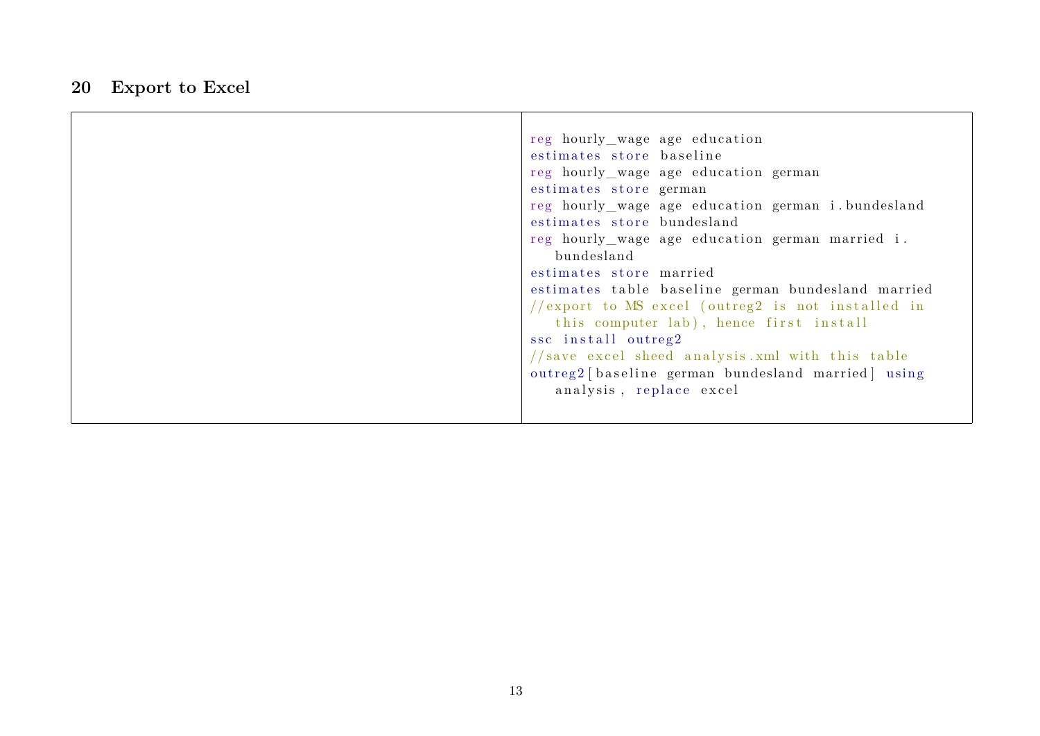## 20 Export to Excel

```
reg hourly_wage age education
estimates store baseline
reg hourly_wage age education german
estimates store german
reg hourly_wage age education german i.bundesland
estimates store bundesland
reg hourly_wage age education german married i.bundesland
estimates store married
estimates table baseline german bundesland married
//export to MS excel (outreg2 is not installed in this computer lab), hence first install
ssc install outreg2
//save excel sheed analysis.xml with this table
outreg2[baseline german bundesland married] using analysis, replace excel
```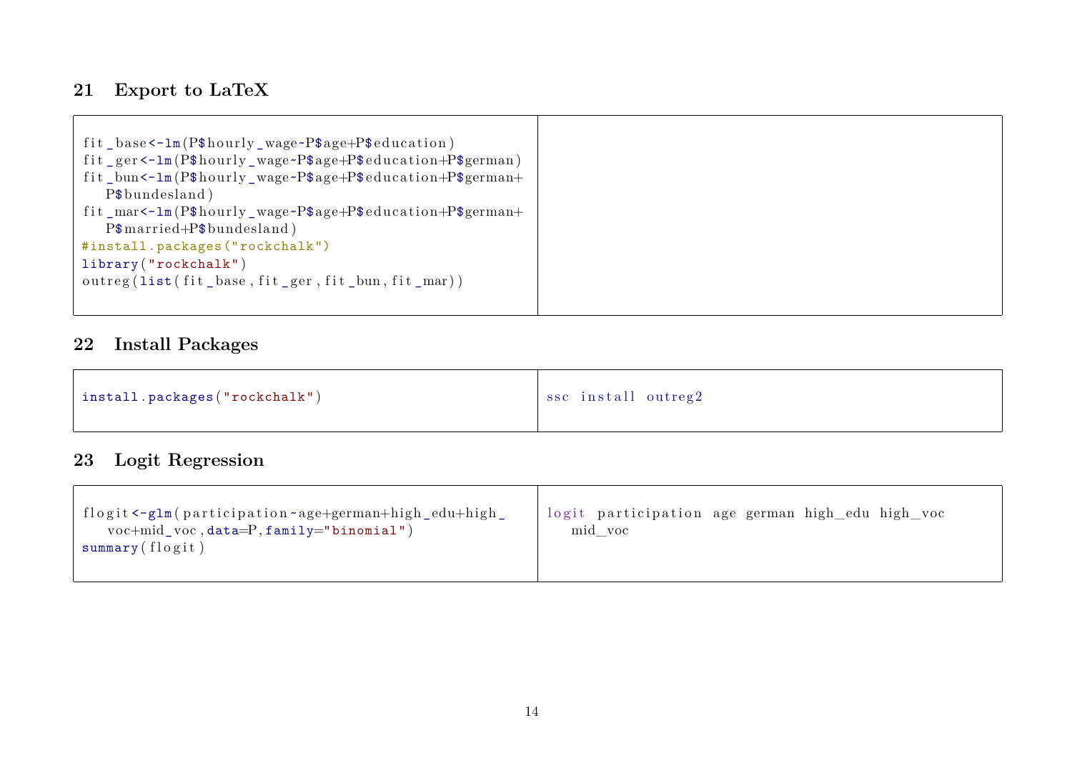## 21 Export to LaTeX

| R | Stata |
|---|---|
| <pre>fit_base<-lm(P$hourly_wage~P$age+P$education)<br>fit_ger<-lm(P$hourly_wage~P$age+P$education+P$german)<br>fit_bun<-lm(P$hourly_wage~P$age+P$education+P$german+<br>   P$bundesland)<br>fit_mar<-lm(P$hourly_wage~P$age+P$education+P$german+<br>   P$married+P$bundesland)<br>#install.packages("rockchalk")<br>library("rockchalk")<br>outreg(list(fit_base,fit_ger,fit_bun,fit_mar))</pre> | |

## 22 Install Packages

| R | Stata |
|---|---|
| <pre>install.packages("rockchalk")</pre> | <pre>ssc install outreg2</pre> |

## 23 Logit Regression

| R | Stata |
|---|---|
| <pre>flogit<-glm(participation~age+german+high_edu+high_<br>   voc+mid_voc,data=P,family="binomial")<br>summary(flogit)</pre> | <pre>logit participation age german high_edu high_voc<br>   mid_voc</pre> |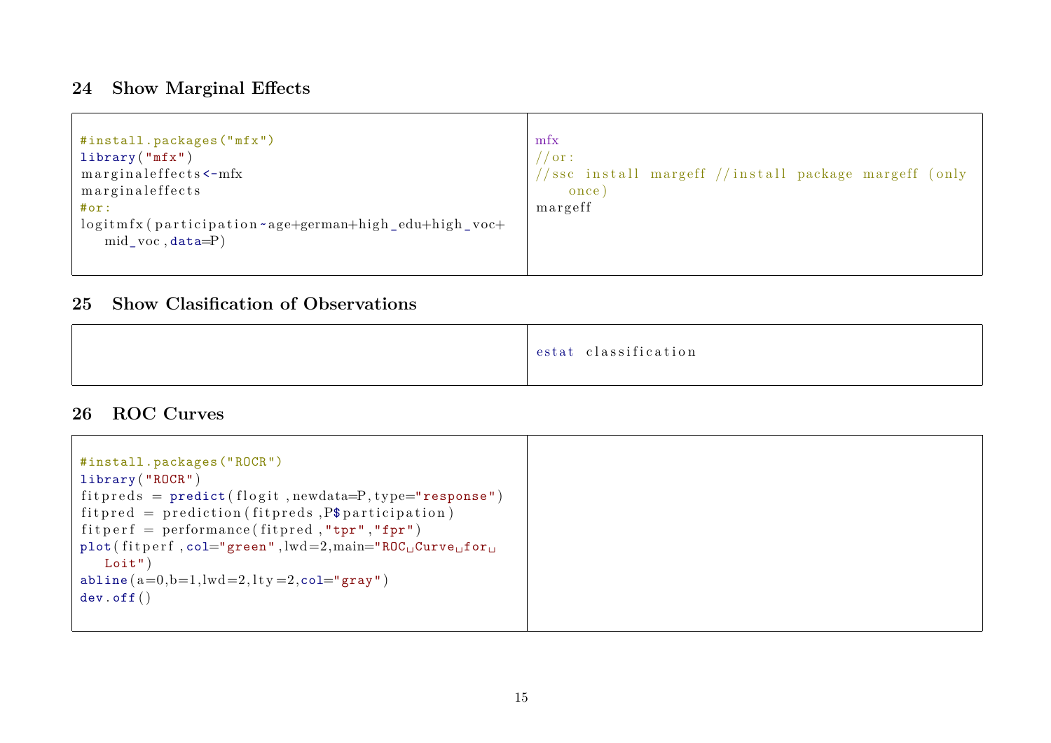## 24 Show Marginal Effects

| R | Stata |
|---|---|
| <pre>#install.packages("mfx")<br>library("mfx")<br>marginaleffects<-mfx<br>marginaleffects<br>#or:<br>logitmfx(participation~age+german+high_edu+high_voc+<br>   mid_voc,data=P)</pre> | <pre>mfx<br>//or:<br>//ssc install margeff //install package margeff (only<br>    once)<br>margeff</pre> |

## 25 Show Clasification of Observations

| R | Stata |
|---|---|
| | <pre>estat classification</pre> |

## 26 ROC Curves

| R | Stata |
|---|---|
| <pre>#install.packages("ROCR")<br>library("ROCR")<br>fitpreds = predict(flogit,newdata=P,type="response")<br>fitpred = prediction(fitpreds,P$participation)<br>fitperf = performance(fitpred,"tpr","fpr")<br>plot(fitperf,col="green",lwd=2,main="ROC Curve for<br>   Loit")<br>abline(a=0,b=1,lwd=2,lty=2,col="gray")<br>dev.off()</pre> | |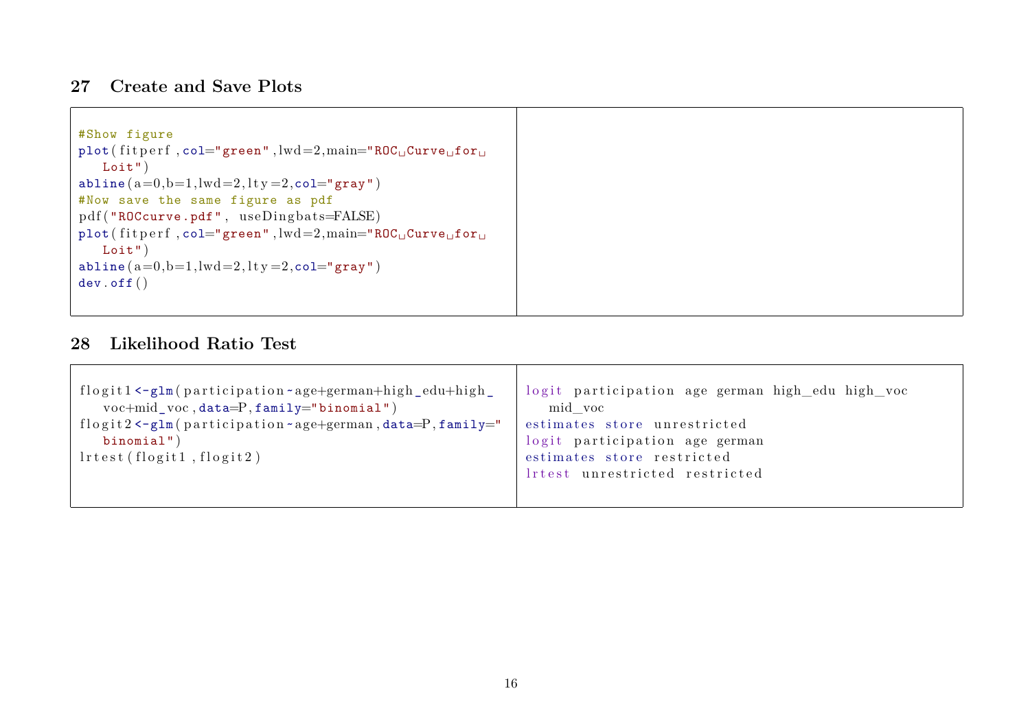## 27 Create and Save Plots

| | |
|---|---|
| <pre>#Show figure<br>plot(fitperf,col="green",lwd=2,main="ROC Curve for Loit")<br>abline(a=0,b=1,lwd=2,lty=2,col="gray")<br>#Now save the same figure as pdf<br>pdf("ROCcurve.pdf", useDingbats=FALSE)<br>plot(fitperf,col="green",lwd=2,main="ROC Curve for Loit")<br>abline(a=0,b=1,lwd=2,lty=2,col="gray")<br>dev.off()</pre> | |

## 28 Likelihood Ratio Test

| | |
|---|---|
| <pre>flogit1<-glm(participation~age+german+high_edu+high_voc+mid_voc,data=P,family="binomial")<br>flogit2<-glm(participation~age+german,data=P,family="binomial")<br>lrtest(flogit1,flogit2)</pre> | <pre>logit participation age german high_edu high_voc mid_voc<br>estimates store unrestricted<br>logit participation age german<br>estimates store restricted<br>lrtest unrestricted restricted</pre> |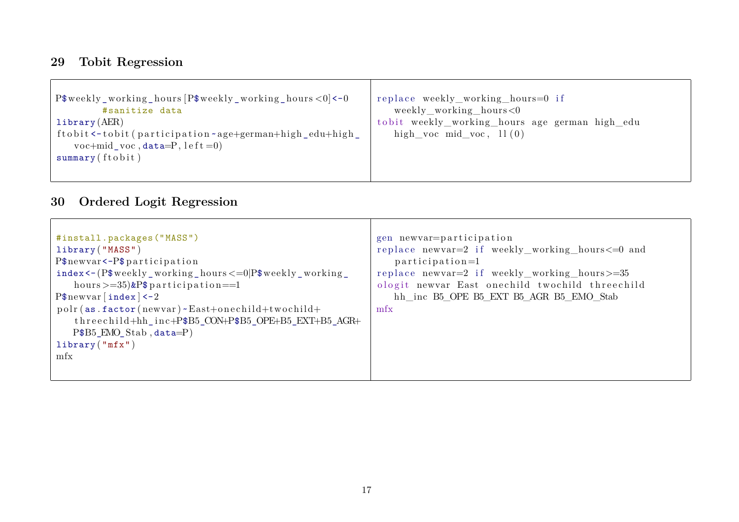## 29 Tobit Regression

```r
P$weekly_working_hours[P$weekly_working_hours<0]<-0
        #sanitize data
library(AER)
ftobit<-tobit(participation~age+german+high_edu+high_
    voc+mid_voc,data=P,left=0)
summary(ftobit)
```

```stata
replace weekly_working_hours=0 if
    weekly_working_hours<0
tobit weekly_working_hours age german high_edu
    high_voc mid_voc, ll(0)
```

## 30 Ordered Logit Regression

```r
#install.packages("MASS")
library("MASS")
P$newvar<-P$participation
index<-(P$weekly_working_hours<=0|P$weekly_working_
    hours>=35)&P$participation==1
P$newvar[index]<-2
polr(as.factor(newvar)~East+onechild+twochild+
    threechild+hh_inc+P$B5_CON+P$B5_OPE+B5_EXT+B5_AGR+
    P$B5_EMO_Stab,data=P)
library("mfx")
mfx
```

```stata
gen newvar=participation
replace newvar=2 if weekly_working_hours<=0 and
    participation=1
replace newvar=2 if weekly_working_hours>=35
ologit newvar East onechild twochild threechild
    hh_inc B5_OPE B5_EXT B5_AGR B5_EMO_Stab
mfx
```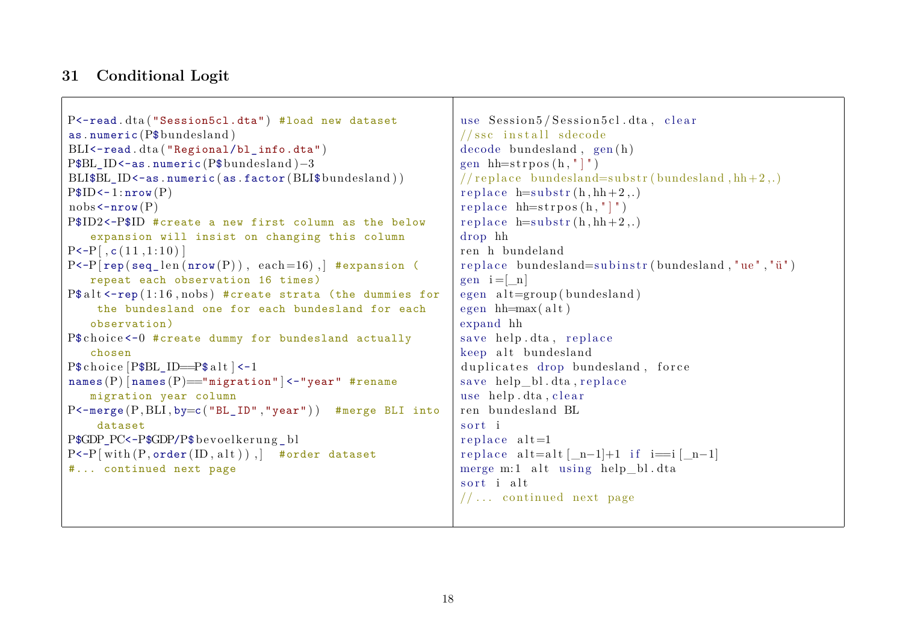## 31 Conditional Logit

```r
P<-read.dta("Session5cl.dta") #load new dataset
as.numeric(P$bundesland)
BLI<-read.dta("Regional/bl_info.dta")
P$BL_ID<-as.numeric(P$bundesland)-3
BLI$BL_ID<-as.numeric(as.factor(BLI$bundesland))
P$ID<-1:nrow(P)
nobs<-nrow(P)
P$ID2<-P$ID #create a new first column as the below
   expansion will insist on changing this column
P<-P[,c(11,1:10)]
P<-P[rep(seq_len(nrow(P)), each=16),] #expansion (
   repeat each observation 16 times)
P$alt<-rep(1:16,nobs) #create strata (the dummies for
    the bundesland one for each bundesland for each
   observation)
P$choice<-0 #create dummy for bundesland actually
   chosen
P$choice[P$BL_ID==P$alt]<-1
names(P)[names(P)=="migration"]<-"year" #rename
   migration year column
P<-merge(P,BLI,by=c("BL_ID","year"))  #merge BLI into
    dataset
P$GDP_PC<-P$GDP/P$bevoelkerung_bl
P<-P[with(P,order(ID,alt)),]  #order dataset
#... continued next page
```

```stata
use Session5/Session5cl.dta, clear
//ssc install sdecode
decode bundesland, gen(h)
gen hh=strpos(h,"]")
//replace bundesland=substr(bundesland,hh+2,.)
replace h=substr(h,hh+2,.)
replace hh=strpos(h,"]")
replace h=substr(h,hh+2,.)
drop hh
ren h bundeland
replace bundesland=subinstr(bundesland,"ue","ü")
gen i=[_n]
egen alt=group(bundesland)
egen hh=max(alt)
expand hh
save help.dta, replace
keep alt bundesland
duplicates drop bundesland, force
save help_bl.dta,replace
use help.dta,clear
ren bundesland BL
sort i
replace alt=1
replace alt=alt[_n-1]+1 if i==i[_n-1]
merge m:1 alt using help_bl.dta
sort i alt
//... continued next page
```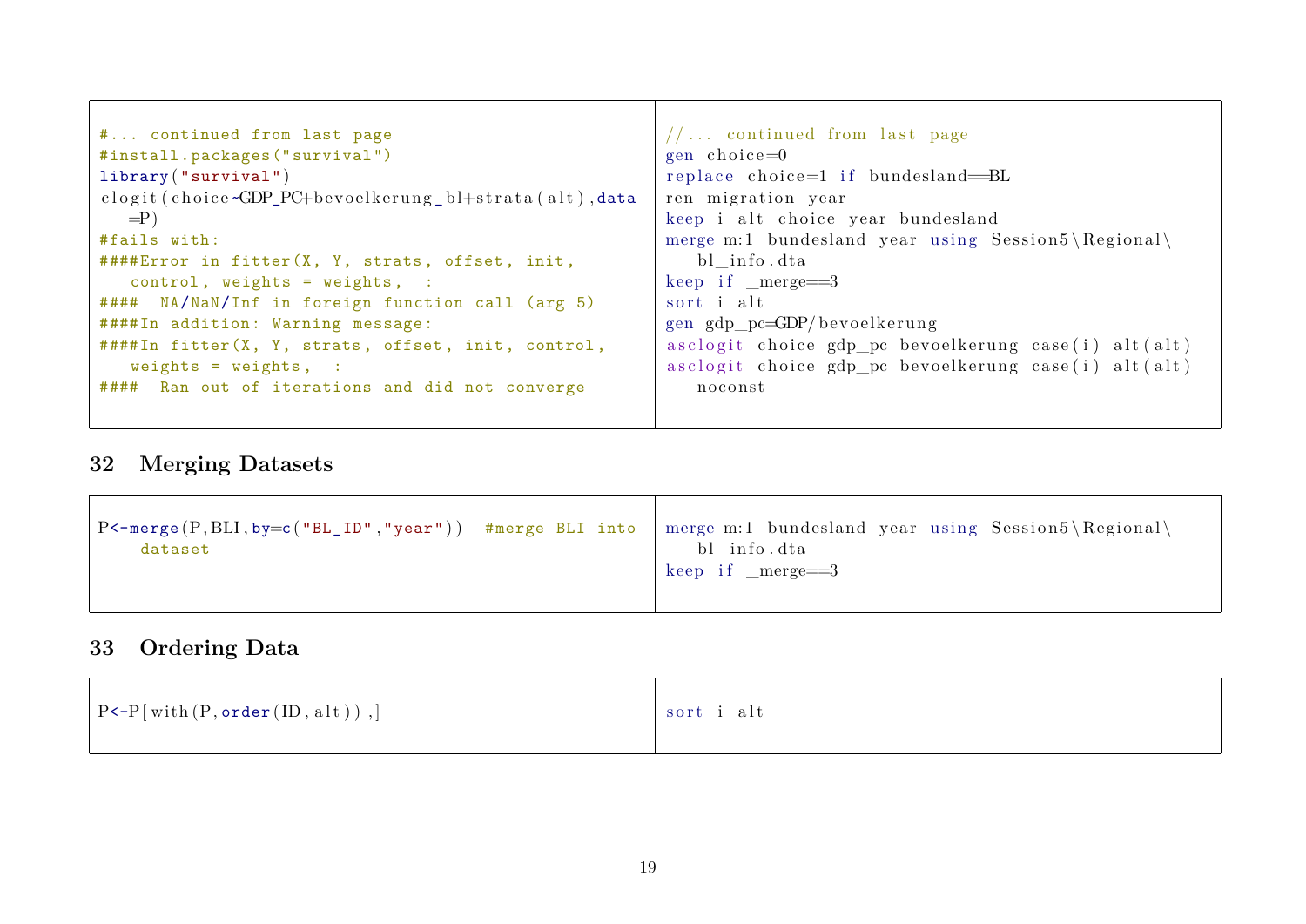| | |
|---|---|
| <pre>#... continued from last page<br>#install.packages("survival")<br>library("survival")<br>clogit(choice~GDP_PC+bevoelkerung_bl+strata(alt),data<br>   =P)<br>#fails with:<br>####Error in fitter(X, Y, strats, offset, init,<br>   control, weights = weights,  :<br>####  NA/NaN/Inf in foreign function call (arg 5)<br>####In addition: Warning message:<br>####In fitter(X, Y, strats, offset, init, control,<br>   weights = weights,  :<br>####  Ran out of iterations and did not converge</pre> | <pre>//... continued from last page<br>gen choice=0<br>replace choice=1 if bundesland==BL<br>ren migration year<br>keep i alt choice year bundesland<br>merge m:1 bundesland year using Session5\Regional\<br>   bl_info.dta<br>keep if _merge==3<br>sort i alt<br>gen gdp_pc=GDP/bevoelkerung<br>asclogit choice gdp_pc bevoelkerung case(i) alt(alt)<br>asclogit choice gdp_pc bevoelkerung case(i) alt(alt)<br>   noconst</pre> |

## 32 Merging Datasets

| | |
|---|---|
| <pre>P<-merge(P,BLI,by=c("BL_ID","year"))  #merge BLI into<br>    dataset</pre> | <pre>merge m:1 bundesland year using Session5\Regional\<br>   bl_info.dta<br>keep if _merge==3</pre> |

## 33 Ordering Data

| | |
|---|---|
| `P<-P[with(P,order(ID,alt)),]` | `sort i alt` |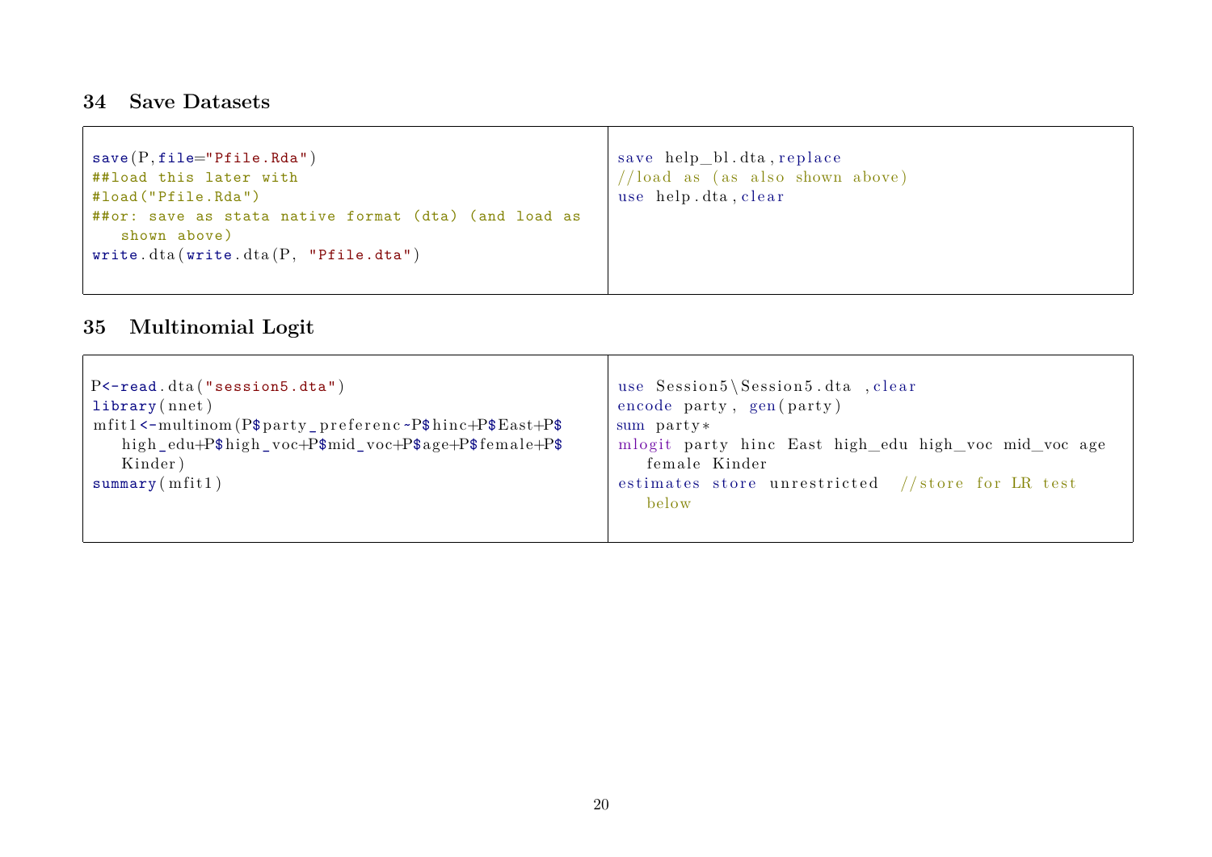## 34 Save Datasets

| R | Stata |
|---|---|
| <pre>save(P,file="Pfile.Rda")<br>##load this later with<br>#load("Pfile.Rda")<br>##or: save as stata native format (dta) (and load as<br>   shown above)<br>write.dta(write.dta(P, "Pfile.dta")</pre> | <pre>save help_bl.dta,replace<br>//load as (as also shown above)<br>use help.dta,clear</pre> |

## 35 Multinomial Logit

| R | Stata |
|---|---|
| <pre>P<-read.dta("session5.dta")<br>library(nnet)<br>mfit1<-multinom(P$party_preferenc~P$hinc+P$East+P$<br>   high_edu+P$high_voc+P$mid_voc+P$age+P$female+P$<br>   Kinder)<br>summary(mfit1)</pre> | <pre>use Session5\Session5.dta ,clear<br>encode party, gen(party)<br>sum party*<br>mlogit party hinc East high_edu high_voc mid_voc age<br>   female Kinder<br>estimates store unrestricted  //store for LR test<br>   below</pre> |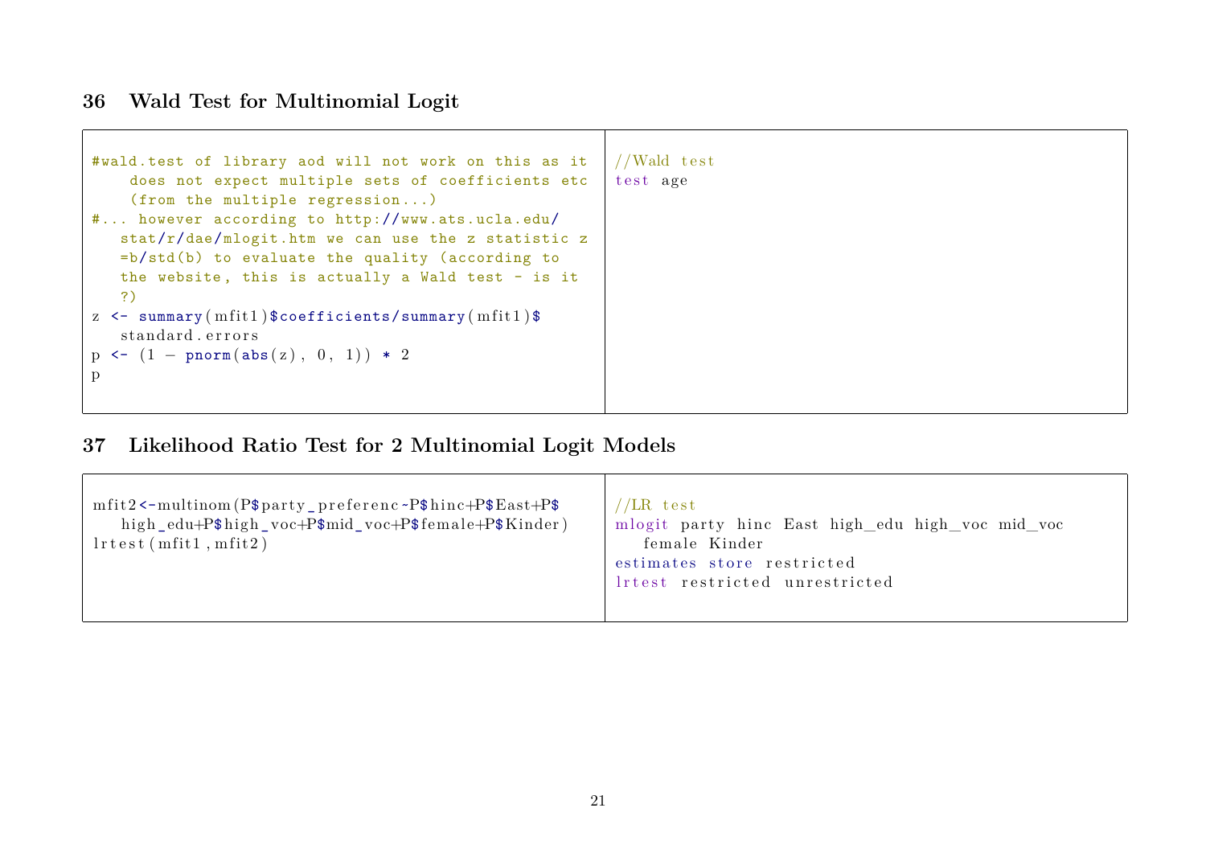## 36 Wald Test for Multinomial Logit

```
#wald.test of library aod will not work on this as it does not expect multiple sets of coefficients etc (from the multiple regression...)
#... however according to http://www.ats.ucla.edu/stat/r/dae/mlogit.htm we can use the z statistic z=b/std(b) to evaluate the quality (according to the website, this is actually a Wald test - is it ?)
z <- summary(mfit1)$coefficients/summary(mfit1)$standard.errors
p <- (1 - pnorm(abs(z), 0, 1)) * 2
p
```

```
//Wald test
test age
```

## 37 Likelihood Ratio Test for 2 Multinomial Logit Models

```
mfit2<-multinom(P$party_preferenc~P$hinc+P$East+P$high_edu+P$high_voc+P$mid_voc+P$female+P$Kinder)
lrtest(mfit1,mfit2)
```

```
//LR test
mlogit party hinc East high_edu high_voc mid_voc female Kinder
estimates store restricted
lrtest restricted unrestricted
```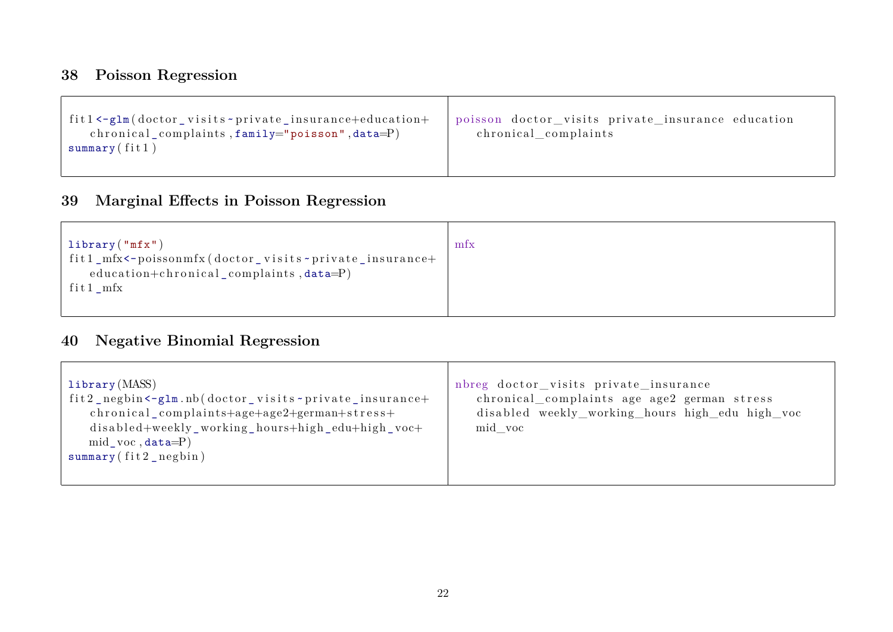## 38 Poisson Regression

| R | Stata |
| --- | --- |
| `fit1<-glm(doctor_visits~private_insurance+education+chronical_complaints,family="poisson",data=P)`<br>`summary(fit1)` | `poisson doctor_visits private_insurance education chronical_complaints` |

## 39 Marginal Effects in Poisson Regression

| R | Stata |
| --- | --- |
| `library("mfx")`<br>`fit1_mfx<-poissonmfx(doctor_visits~private_insurance+education+chronical_complaints,data=P)`<br>`fit1_mfx` | `mfx` |

## 40 Negative Binomial Regression

| R | Stata |
| --- | --- |
| `library(MASS)`<br>`fit2_negbin<-glm.nb(doctor_visits~private_insurance+chronical_complaints+age+age2+german+stress+disabled+weekly_working_hours+high_edu+high_voc+mid_voc,data=P)`<br>`summary(fit2_negbin)` | `nbreg doctor_visits private_insurance chronical_complaints age age2 german stress disabled weekly_working_hours high_edu high_voc mid_voc` |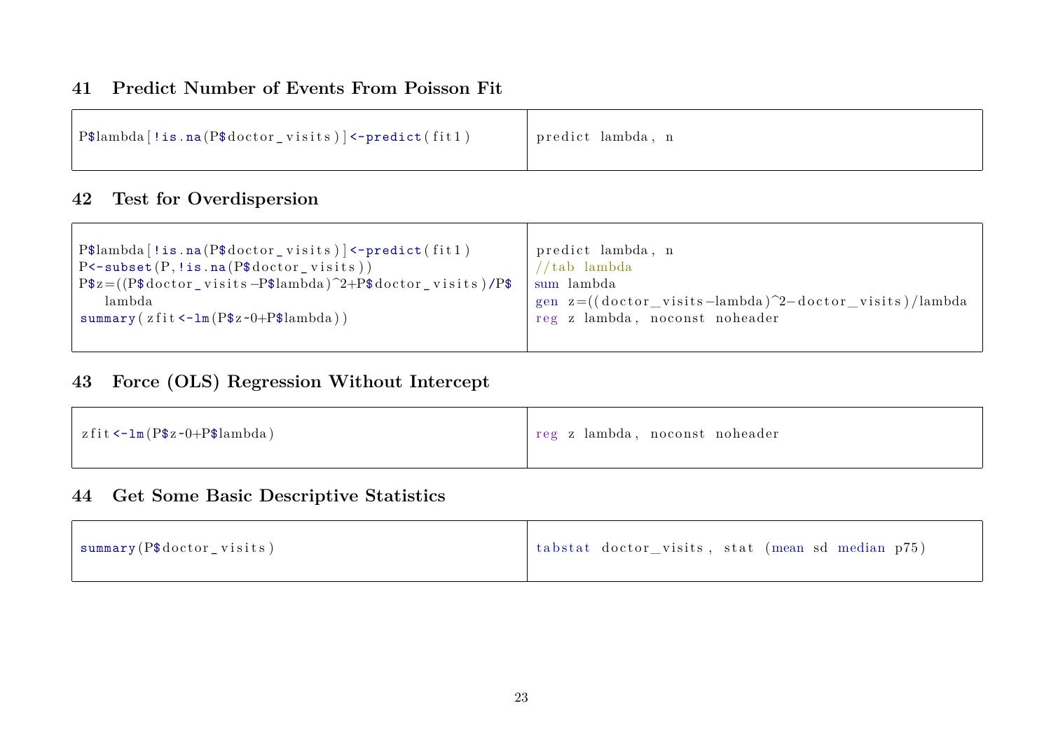## 41 Predict Number of Events From Poisson Fit

| R | Stata |
|---|---|
| `P$lambda[!is.na(P$doctor_visits)]<-predict(fit1)` | `predict lambda, n` |

## 42 Test for Overdispersion

```
P$lambda[!is.na(P$doctor_visits)]<-predict(fit1)
P<-subset(P,!is.na(P$doctor_visits))
P$z=((P$doctor_visits-P$lambda)^2+P$doctor_visits)/P$
    lambda
summary(zfit<-lm(P$z~0+P$lambda))
```

```
predict lambda, n
//tab lambda
sum lambda
gen z=((doctor_visits-lambda)^2-doctor_visits)/lambda
reg z lambda, noconst noheader
```

## 43 Force (OLS) Regression Without Intercept

| R | Stata |
|---|---|
| `zfit<-lm(P$z~0+P$lambda)` | `reg z lambda, noconst noheader` |

## 44 Get Some Basic Descriptive Statistics

| R | Stata |
|---|---|
| `summary(P$doctor_visits)` | `tabstat doctor_visits, stat (mean sd median p75)` |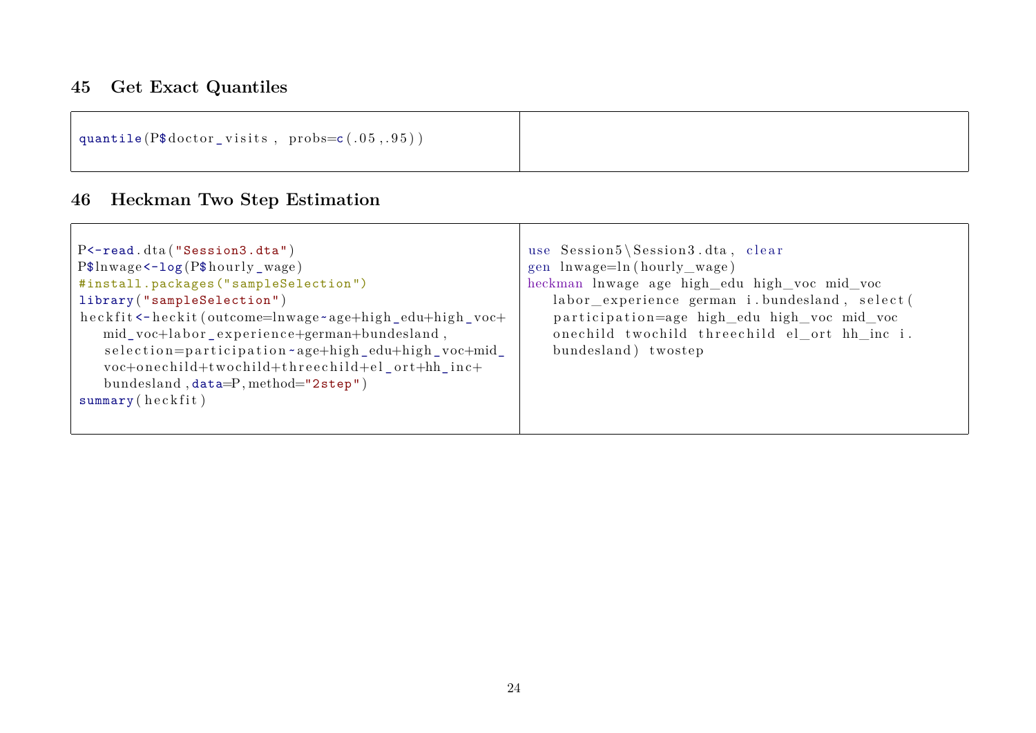## 45 Get Exact Quantiles

| R | Stata |
|---|---|
| `quantile(P$doctor_visits, probs=c(.05,.95))` | |

## 46 Heckman Two Step Estimation

```r
P<-read.dta("Session3.dta")
P$lnwage<-log(P$hourly_wage)
#install.packages("sampleSelection")
library("sampleSelection")
heckfit<-heckit(outcome=lnwage~age+high_edu+high_voc+
   mid_voc+labor_experience+german+bundesland,
   selection=participation~age+high_edu+high_voc+mid_
   voc+onechild+twochild+threechild+el_ort+hh_inc+
   bundesland,data=P,method="2step")
summary(heckfit)
```

```stata
use Session5\Session3.dta, clear
gen lnwage=ln(hourly_wage)
heckman lnwage age high_edu high_voc mid_voc
   labor_experience german i.bundesland, select(
   participation=age high_edu high_voc mid_voc
   onechild twochild threechild el_ort hh_inc i.
   bundesland) twostep
```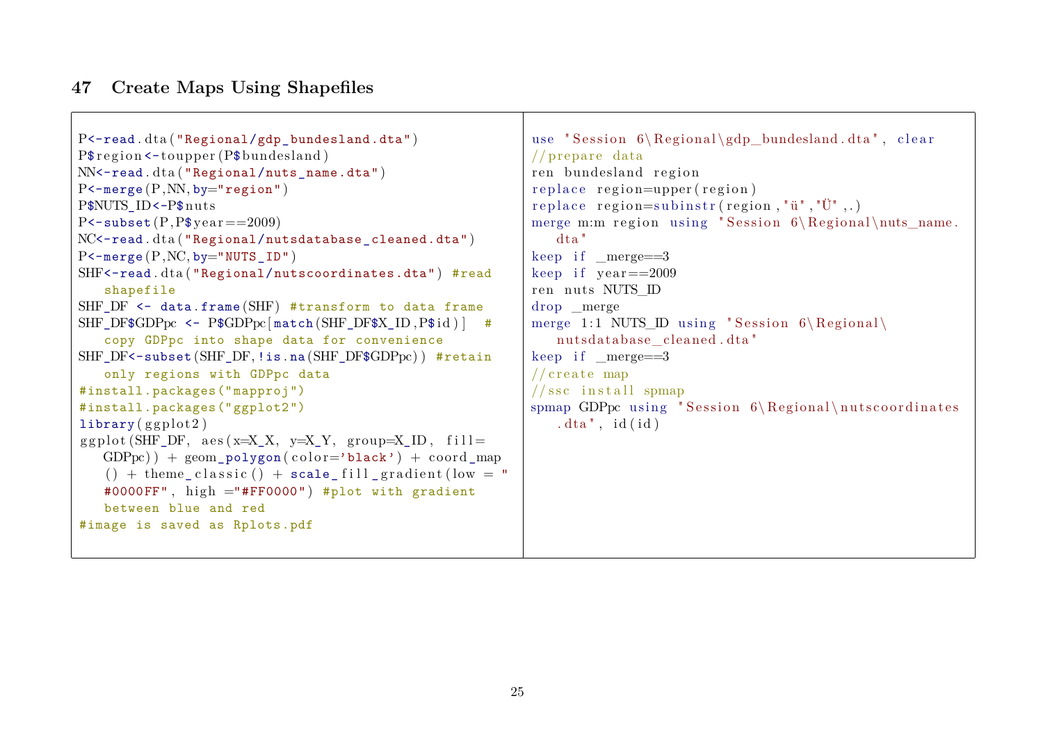## 47 Create Maps Using Shapefiles

| R | Stata |
|---|---|
| (see below) | (see below) |

```r
P<-read.dta("Regional/gdp_bundesland.dta")
P$region<-toupper(P$bundesland)
NN<-read.dta("Regional/nuts_name.dta")
P<-merge(P,NN,by="region")
P$NUTS_ID<-P$nuts
P<-subset(P,P$year==2009)
NC<-read.dta("Regional/nutsdatabase_cleaned.dta")
P<-merge(P,NC,by="NUTS_ID")
SHF<-read.dta("Regional/nutscoordinates.dta") #read shapefile
SHF_DF <- data.frame(SHF) #transform to data frame
SHF_DF$GDPpc <- P$GDPpc[match(SHF_DF$X_ID,P$id)]  # copy GDPpc into shape data for convenience
SHF_DF<-subset(SHF_DF,!is.na(SHF_DF$GDPpc)) #retain only regions with GDPpc data
#install.packages("mapproj")
#install.packages("ggplot2")
library(ggplot2)
ggplot(SHF_DF, aes(x=X_X, y=X_Y, group=X_ID, fill=GDPpc)) + geom_polygon(color='black') + coord_map() + theme_classic() + scale_fill_gradient(low = "#0000FF", high ="#FF0000") #plot with gradient between blue and red
#image is saved as Rplots.pdf
```

```stata
use "Session 6\Regional\gdp_bundesland.dta", clear
//prepare data
ren bundesland region
replace region=upper(region)
replace region=subinstr(region,"ü","Ü",.)
merge m:m region using "Session 6\Regional\nuts_name.dta"
keep if _merge==3
keep if year==2009
ren nuts NUTS_ID
drop _merge
merge 1:1 NUTS_ID using "Session 6\Regional\nutsdatabase_cleaned.dta"
keep if _merge==3
//create map
//ssc install spmap
spmap GDPpc using "Session 6\Regional\nutscoordinates.dta", id(id)
```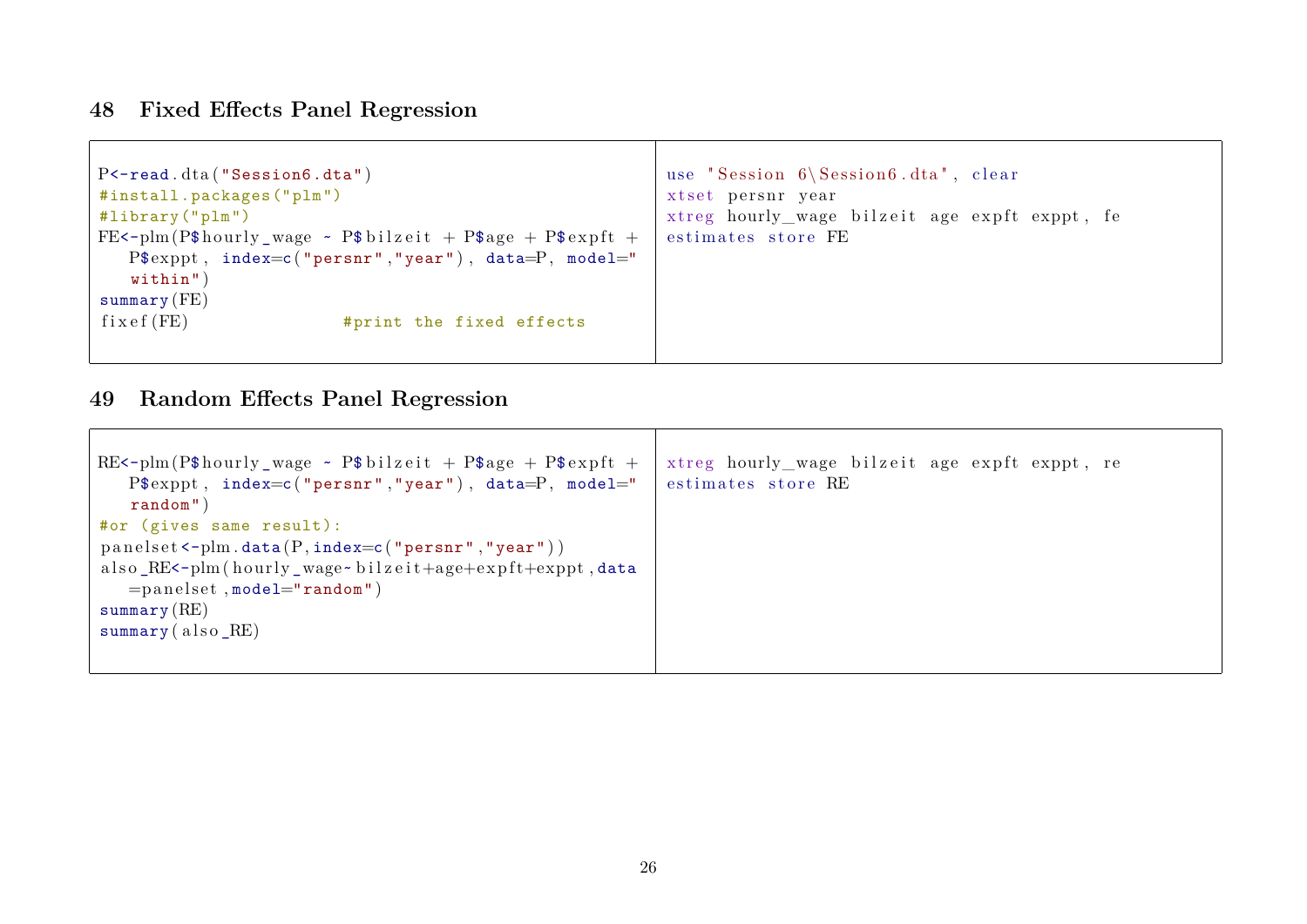## 48 Fixed Effects Panel Regression

```r
P<-read.dta("Session6.dta")
#install.packages("plm")
#library("plm")
FE<-plm(P$hourly_wage ~ P$bilzeit + P$age + P$expft +
   P$exppt, index=c("persnr","year"), data=P, model="
   within")
summary(FE)
fixef(FE)              #print the fixed effects
```

```stata
use "Session 6\Session6.dta", clear
xtset persnr year
xtreg hourly_wage bilzeit age expft exppt, fe
estimates store FE
```

## 49 Random Effects Panel Regression

```r
RE<-plm(P$hourly_wage ~ P$bilzeit + P$age + P$expft +
   P$exppt, index=c("persnr","year"), data=P, model="
   random")
#or (gives same result):
panelset<-plm.data(P,index=c("persnr","year"))
also_RE<-plm(hourly_wage~bilzeit+age+expft+exppt,data
   =panelset,model="random")
summary(RE)
summary(also_RE)
```

```stata
xtreg hourly_wage bilzeit age expft exppt, re
estimates store RE
```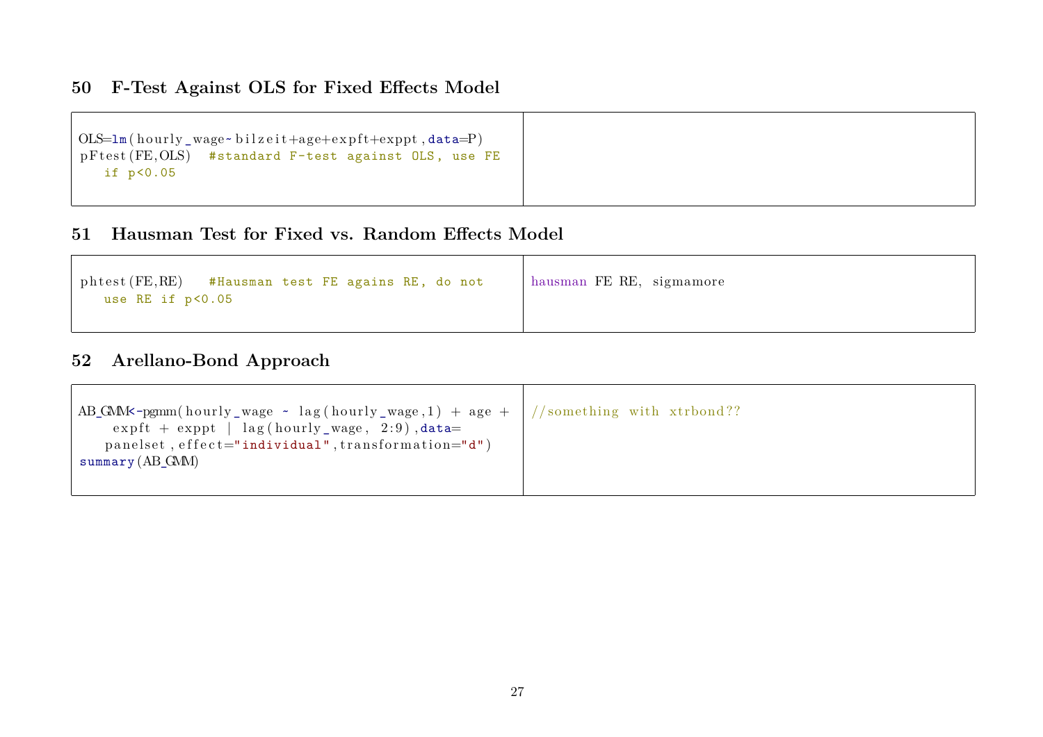## 50 F-Test Against OLS for Fixed Effects Model

| R | Stata |
|---|---|
| `OLS=lm(hourly_wage~bilzeit+age+expft+exppt,data=P)`<br>`pFtest(FE,OLS)  #standard F-test against OLS, use FE if p<0.05` | |

## 51 Hausman Test for Fixed vs. Random Effects Model

| R | Stata |
|---|---|
| `phtest(FE,RE)   #Hausman test FE agains RE, do not use RE if p<0.05` | `hausman FE RE, sigmamore` |

## 52 Arellano-Bond Approach

| R | Stata |
|---|---|
| `AB_GMM<-pgmm(hourly_wage ~ lag(hourly_wage,1) + age + expft + exppt \| lag(hourly_wage, 2:9),data=panelset,effect="individual",transformation="d")`<br>`summary(AB_GMM)` | `//something with xtrbond??` |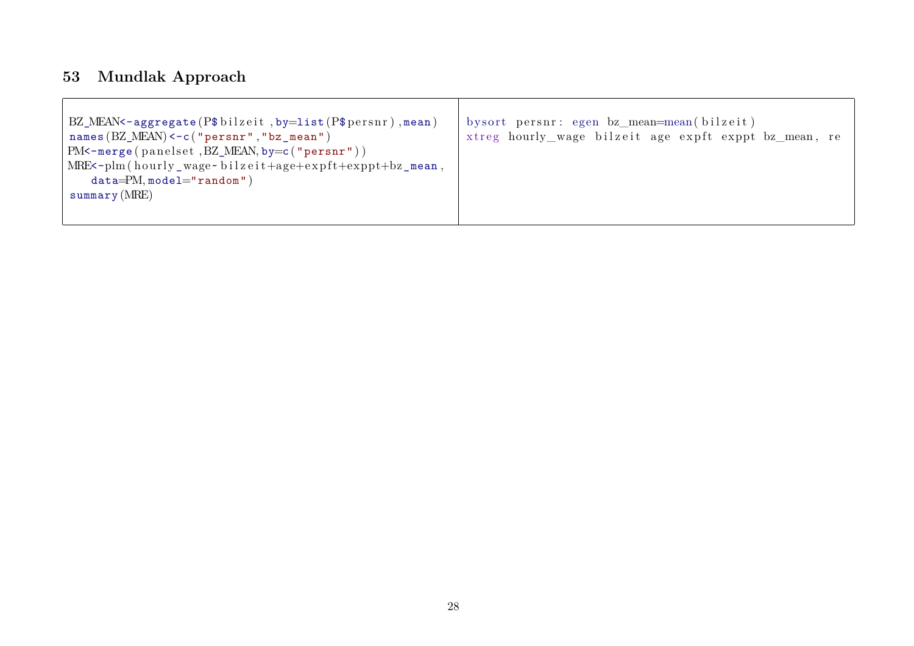## 53 Mundlak Approach

| | |
|---|---|
| `BZ_MEAN<-aggregate(P$bilzeit ,by=list(P$persnr),mean)`<br>`names(BZ_MEAN)<-c("persnr","bz_mean")`<br>`PM<-merge(panelset ,BZ_MEAN,by=c("persnr"))`<br>`MRE<-plm(hourly_wage~bilzeit+age+expft+exppt+bz_mean,`<br>`    data=PM,model="random")`<br>`summary(MRE)` | `bysort persnr: egen bz_mean=mean(bilzeit)`<br>`xtreg hourly_wage bilzeit age expft exppt bz_mean, re` |